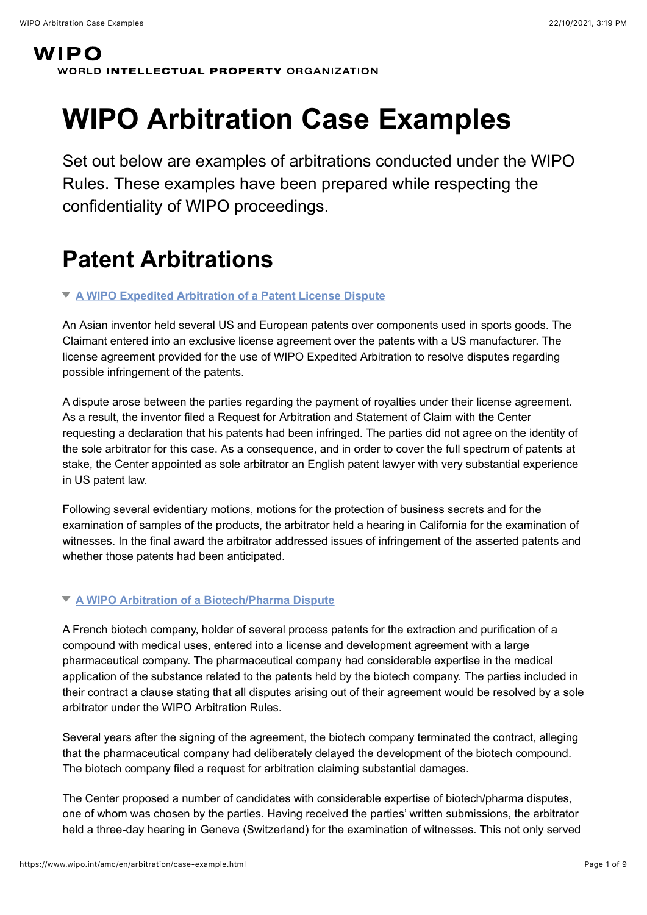WIPO
WORLD **INTELLECTUAL PROPERTY** ORGANIZATION

# WIPO Arbitration Case Examples

Set out below are examples of arbitrations conducted under the WIPO Rules. These examples have been prepared while respecting the confidentiality of WIPO proceedings.

## Patent Arbitrations

### A WIPO Expedited Arbitration of a Patent License Dispute

An Asian inventor held several US and European patents over components used in sports goods. The Claimant entered into an exclusive license agreement over the patents with a US manufacturer. The license agreement provided for the use of WIPO Expedited Arbitration to resolve disputes regarding possible infringement of the patents.

A dispute arose between the parties regarding the payment of royalties under their license agreement. As a result, the inventor filed a Request for Arbitration and Statement of Claim with the Center requesting a declaration that his patents had been infringed. The parties did not agree on the identity of the sole arbitrator for this case. As a consequence, and in order to cover the full spectrum of patents at stake, the Center appointed as sole arbitrator an English patent lawyer with very substantial experience in US patent law.

Following several evidentiary motions, motions for the protection of business secrets and for the examination of samples of the products, the arbitrator held a hearing in California for the examination of witnesses. In the final award the arbitrator addressed issues of infringement of the asserted patents and whether those patents had been anticipated.

### A WIPO Arbitration of a Biotech/Pharma Dispute

A French biotech company, holder of several process patents for the extraction and purification of a compound with medical uses, entered into a license and development agreement with a large pharmaceutical company. The pharmaceutical company had considerable expertise in the medical application of the substance related to the patents held by the biotech company. The parties included in their contract a clause stating that all disputes arising out of their agreement would be resolved by a sole arbitrator under the WIPO Arbitration Rules.

Several years after the signing of the agreement, the biotech company terminated the contract, alleging that the pharmaceutical company had deliberately delayed the development of the biotech compound. The biotech company filed a request for arbitration claiming substantial damages.

The Center proposed a number of candidates with considerable expertise of biotech/pharma disputes, one of whom was chosen by the parties. Having received the parties' written submissions, the arbitrator held a three-day hearing in Geneva (Switzerland) for the examination of witnesses. This not only served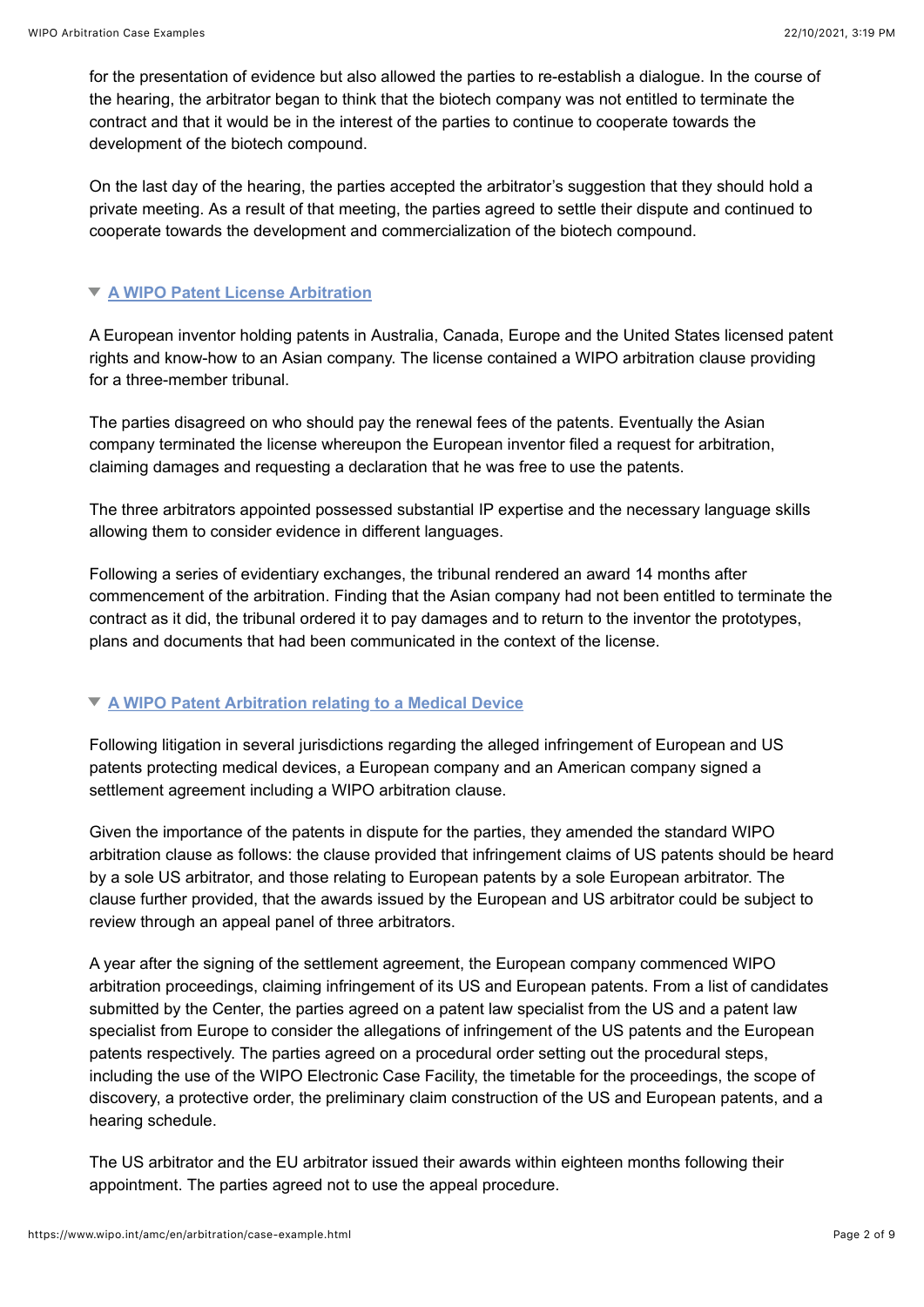for the presentation of evidence but also allowed the parties to re-establish a dialogue. In the course of the hearing, the arbitrator began to think that the biotech company was not entitled to terminate the contract and that it would be in the interest of the parties to continue to cooperate towards the development of the biotech compound.

On the last day of the hearing, the parties accepted the arbitrator's suggestion that they should hold a private meeting. As a result of that meeting, the parties agreed to settle their dispute and continued to cooperate towards the development and commercialization of the biotech compound.

### A WIPO Patent License Arbitration

A European inventor holding patents in Australia, Canada, Europe and the United States licensed patent rights and know-how to an Asian company. The license contained a WIPO arbitration clause providing for a three-member tribunal.

The parties disagreed on who should pay the renewal fees of the patents. Eventually the Asian company terminated the license whereupon the European inventor filed a request for arbitration, claiming damages and requesting a declaration that he was free to use the patents.

The three arbitrators appointed possessed substantial IP expertise and the necessary language skills allowing them to consider evidence in different languages.

Following a series of evidentiary exchanges, the tribunal rendered an award 14 months after commencement of the arbitration. Finding that the Asian company had not been entitled to terminate the contract as it did, the tribunal ordered it to pay damages and to return to the inventor the prototypes, plans and documents that had been communicated in the context of the license.

### A WIPO Patent Arbitration relating to a Medical Device

Following litigation in several jurisdictions regarding the alleged infringement of European and US patents protecting medical devices, a European company and an American company signed a settlement agreement including a WIPO arbitration clause.

Given the importance of the patents in dispute for the parties, they amended the standard WIPO arbitration clause as follows: the clause provided that infringement claims of US patents should be heard by a sole US arbitrator, and those relating to European patents by a sole European arbitrator. The clause further provided, that the awards issued by the European and US arbitrator could be subject to review through an appeal panel of three arbitrators.

A year after the signing of the settlement agreement, the European company commenced WIPO arbitration proceedings, claiming infringement of its US and European patents. From a list of candidates submitted by the Center, the parties agreed on a patent law specialist from the US and a patent law specialist from Europe to consider the allegations of infringement of the US patents and the European patents respectively. The parties agreed on a procedural order setting out the procedural steps, including the use of the WIPO Electronic Case Facility, the timetable for the proceedings, the scope of discovery, a protective order, the preliminary claim construction of the US and European patents, and a hearing schedule.

The US arbitrator and the EU arbitrator issued their awards within eighteen months following their appointment. The parties agreed not to use the appeal procedure.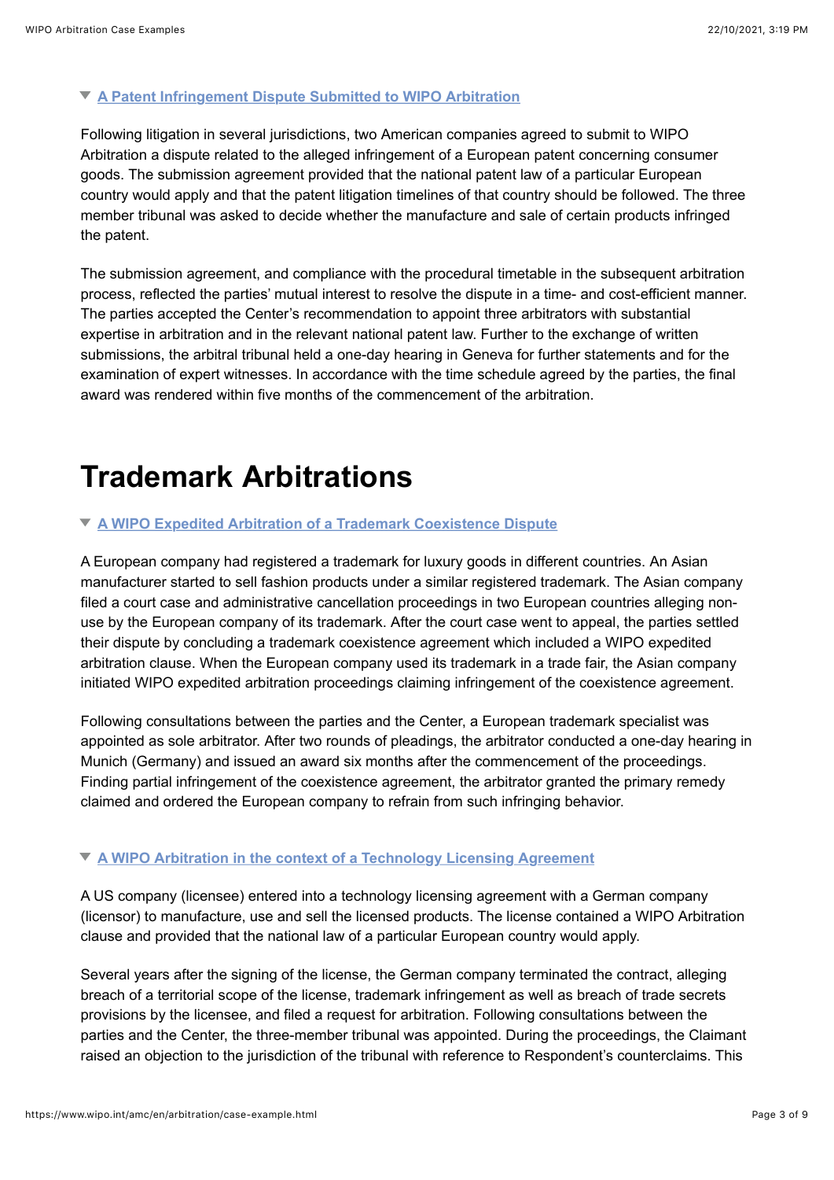### A Patent Infringement Dispute Submitted to WIPO Arbitration

Following litigation in several jurisdictions, two American companies agreed to submit to WIPO Arbitration a dispute related to the alleged infringement of a European patent concerning consumer goods. The submission agreement provided that the national patent law of a particular European country would apply and that the patent litigation timelines of that country should be followed. The three member tribunal was asked to decide whether the manufacture and sale of certain products infringed the patent.

The submission agreement, and compliance with the procedural timetable in the subsequent arbitration process, reflected the parties' mutual interest to resolve the dispute in a time- and cost-efficient manner. The parties accepted the Center's recommendation to appoint three arbitrators with substantial expertise in arbitration and in the relevant national patent law. Further to the exchange of written submissions, the arbitral tribunal held a one-day hearing in Geneva for further statements and for the examination of expert witnesses. In accordance with the time schedule agreed by the parties, the final award was rendered within five months of the commencement of the arbitration.

# Trademark Arbitrations

### A WIPO Expedited Arbitration of a Trademark Coexistence Dispute

A European company had registered a trademark for luxury goods in different countries. An Asian manufacturer started to sell fashion products under a similar registered trademark. The Asian company filed a court case and administrative cancellation proceedings in two European countries alleging non-use by the European company of its trademark. After the court case went to appeal, the parties settled their dispute by concluding a trademark coexistence agreement which included a WIPO expedited arbitration clause. When the European company used its trademark in a trade fair, the Asian company initiated WIPO expedited arbitration proceedings claiming infringement of the coexistence agreement.

Following consultations between the parties and the Center, a European trademark specialist was appointed as sole arbitrator. After two rounds of pleadings, the arbitrator conducted a one-day hearing in Munich (Germany) and issued an award six months after the commencement of the proceedings. Finding partial infringement of the coexistence agreement, the arbitrator granted the primary remedy claimed and ordered the European company to refrain from such infringing behavior.

### A WIPO Arbitration in the context of a Technology Licensing Agreement

A US company (licensee) entered into a technology licensing agreement with a German company (licensor) to manufacture, use and sell the licensed products. The license contained a WIPO Arbitration clause and provided that the national law of a particular European country would apply.

Several years after the signing of the license, the German company terminated the contract, alleging breach of a territorial scope of the license, trademark infringement as well as breach of trade secrets provisions by the licensee, and filed a request for arbitration. Following consultations between the parties and the Center, the three-member tribunal was appointed. During the proceedings, the Claimant raised an objection to the jurisdiction of the tribunal with reference to Respondent's counterclaims. This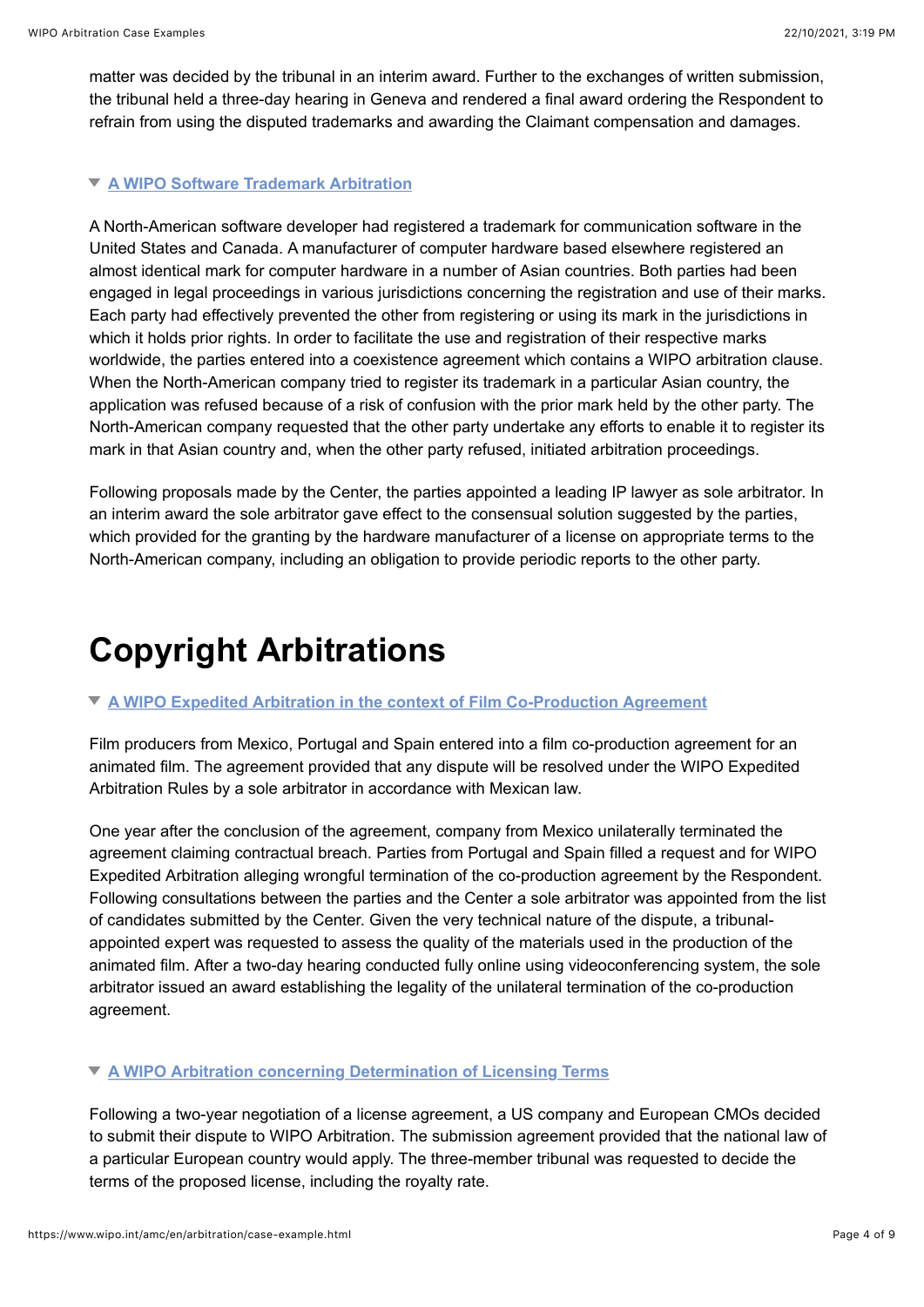matter was decided by the tribunal in an interim award. Further to the exchanges of written submission, the tribunal held a three-day hearing in Geneva and rendered a final award ordering the Respondent to refrain from using the disputed trademarks and awarding the Claimant compensation and damages.

### A WIPO Software Trademark Arbitration

A North-American software developer had registered a trademark for communication software in the United States and Canada. A manufacturer of computer hardware based elsewhere registered an almost identical mark for computer hardware in a number of Asian countries. Both parties had been engaged in legal proceedings in various jurisdictions concerning the registration and use of their marks. Each party had effectively prevented the other from registering or using its mark in the jurisdictions in which it holds prior rights. In order to facilitate the use and registration of their respective marks worldwide, the parties entered into a coexistence agreement which contains a WIPO arbitration clause. When the North-American company tried to register its trademark in a particular Asian country, the application was refused because of a risk of confusion with the prior mark held by the other party. The North-American company requested that the other party undertake any efforts to enable it to register its mark in that Asian country and, when the other party refused, initiated arbitration proceedings.

Following proposals made by the Center, the parties appointed a leading IP lawyer as sole arbitrator. In an interim award the sole arbitrator gave effect to the consensual solution suggested by the parties, which provided for the granting by the hardware manufacturer of a license on appropriate terms to the North-American company, including an obligation to provide periodic reports to the other party.

# Copyright Arbitrations

### A WIPO Expedited Arbitration in the context of Film Co-Production Agreement

Film producers from Mexico, Portugal and Spain entered into a film co-production agreement for an animated film. The agreement provided that any dispute will be resolved under the WIPO Expedited Arbitration Rules by a sole arbitrator in accordance with Mexican law.

One year after the conclusion of the agreement, company from Mexico unilaterally terminated the agreement claiming contractual breach. Parties from Portugal and Spain filled a request and for WIPO Expedited Arbitration alleging wrongful termination of the co-production agreement by the Respondent. Following consultations between the parties and the Center a sole arbitrator was appointed from the list of candidates submitted by the Center. Given the very technical nature of the dispute, a tribunal-appointed expert was requested to assess the quality of the materials used in the production of the animated film. After a two-day hearing conducted fully online using videoconferencing system, the sole arbitrator issued an award establishing the legality of the unilateral termination of the co-production agreement.

### A WIPO Arbitration concerning Determination of Licensing Terms

Following a two-year negotiation of a license agreement, a US company and European CMOs decided to submit their dispute to WIPO Arbitration. The submission agreement provided that the national law of a particular European country would apply. The three-member tribunal was requested to decide the terms of the proposed license, including the royalty rate.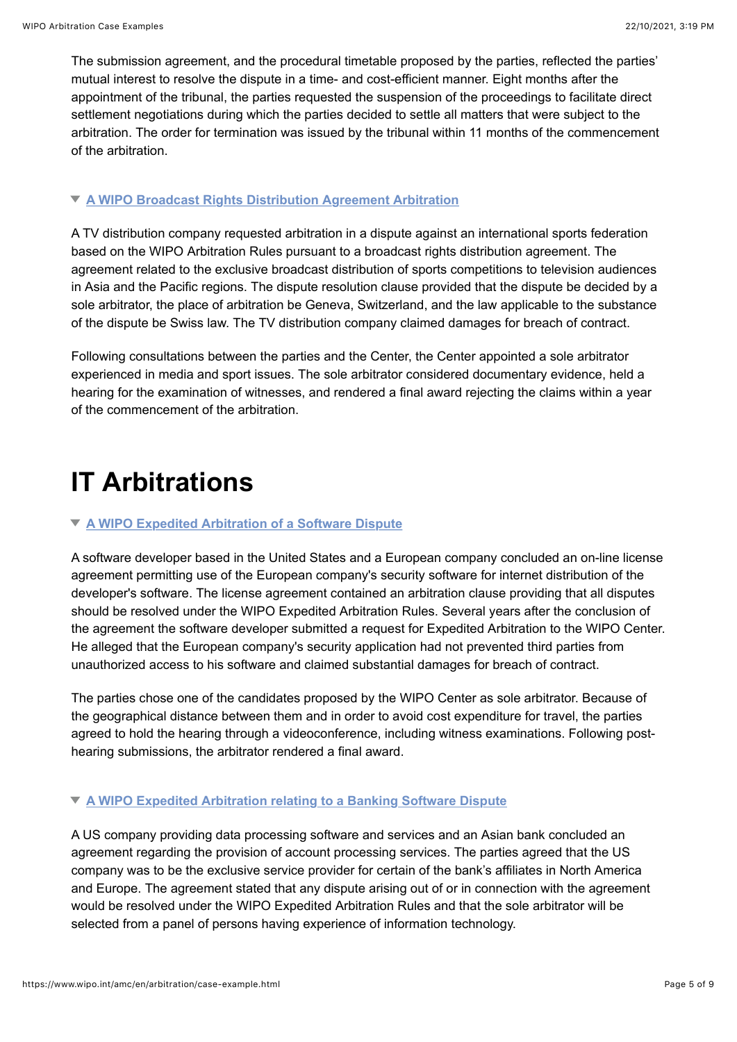The submission agreement, and the procedural timetable proposed by the parties, reflected the parties' mutual interest to resolve the dispute in a time- and cost-efficient manner. Eight months after the appointment of the tribunal, the parties requested the suspension of the proceedings to facilitate direct settlement negotiations during which the parties decided to settle all matters that were subject to the arbitration. The order for termination was issued by the tribunal within 11 months of the commencement of the arbitration.

### A WIPO Broadcast Rights Distribution Agreement Arbitration

A TV distribution company requested arbitration in a dispute against an international sports federation based on the WIPO Arbitration Rules pursuant to a broadcast rights distribution agreement. The agreement related to the exclusive broadcast distribution of sports competitions to television audiences in Asia and the Pacific regions. The dispute resolution clause provided that the dispute be decided by a sole arbitrator, the place of arbitration be Geneva, Switzerland, and the law applicable to the substance of the dispute be Swiss law. The TV distribution company claimed damages for breach of contract.

Following consultations between the parties and the Center, the Center appointed a sole arbitrator experienced in media and sport issues. The sole arbitrator considered documentary evidence, held a hearing for the examination of witnesses, and rendered a final award rejecting the claims within a year of the commencement of the arbitration.

# IT Arbitrations

### A WIPO Expedited Arbitration of a Software Dispute

A software developer based in the United States and a European company concluded an on-line license agreement permitting use of the European company's security software for internet distribution of the developer's software. The license agreement contained an arbitration clause providing that all disputes should be resolved under the WIPO Expedited Arbitration Rules. Several years after the conclusion of the agreement the software developer submitted a request for Expedited Arbitration to the WIPO Center. He alleged that the European company's security application had not prevented third parties from unauthorized access to his software and claimed substantial damages for breach of contract.

The parties chose one of the candidates proposed by the WIPO Center as sole arbitrator. Because of the geographical distance between them and in order to avoid cost expenditure for travel, the parties agreed to hold the hearing through a videoconference, including witness examinations. Following post-hearing submissions, the arbitrator rendered a final award.

### A WIPO Expedited Arbitration relating to a Banking Software Dispute

A US company providing data processing software and services and an Asian bank concluded an agreement regarding the provision of account processing services. The parties agreed that the US company was to be the exclusive service provider for certain of the bank's affiliates in North America and Europe. The agreement stated that any dispute arising out of or in connection with the agreement would be resolved under the WIPO Expedited Arbitration Rules and that the sole arbitrator will be selected from a panel of persons having experience of information technology.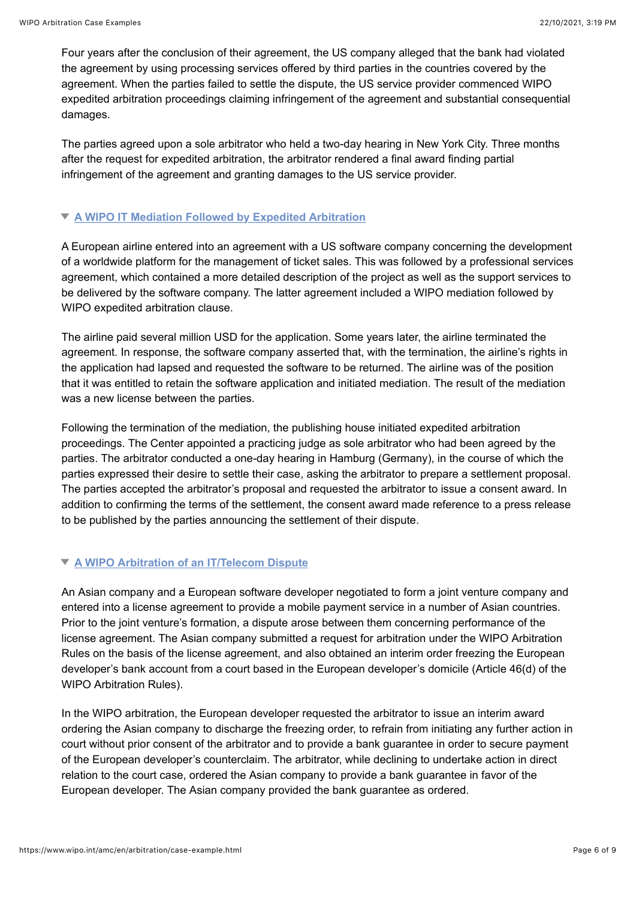Four years after the conclusion of their agreement, the US company alleged that the bank had violated the agreement by using processing services offered by third parties in the countries covered by the agreement. When the parties failed to settle the dispute, the US service provider commenced WIPO expedited arbitration proceedings claiming infringement of the agreement and substantial consequential damages.

The parties agreed upon a sole arbitrator who held a two-day hearing in New York City. Three months after the request for expedited arbitration, the arbitrator rendered a final award finding partial infringement of the agreement and granting damages to the US service provider.

### A WIPO IT Mediation Followed by Expedited Arbitration

A European airline entered into an agreement with a US software company concerning the development of a worldwide platform for the management of ticket sales. This was followed by a professional services agreement, which contained a more detailed description of the project as well as the support services to be delivered by the software company. The latter agreement included a WIPO mediation followed by WIPO expedited arbitration clause.

The airline paid several million USD for the application. Some years later, the airline terminated the agreement. In response, the software company asserted that, with the termination, the airline's rights in the application had lapsed and requested the software to be returned. The airline was of the position that it was entitled to retain the software application and initiated mediation. The result of the mediation was a new license between the parties.

Following the termination of the mediation, the publishing house initiated expedited arbitration proceedings. The Center appointed a practicing judge as sole arbitrator who had been agreed by the parties. The arbitrator conducted a one-day hearing in Hamburg (Germany), in the course of which the parties expressed their desire to settle their case, asking the arbitrator to prepare a settlement proposal. The parties accepted the arbitrator's proposal and requested the arbitrator to issue a consent award. In addition to confirming the terms of the settlement, the consent award made reference to a press release to be published by the parties announcing the settlement of their dispute.

### A WIPO Arbitration of an IT/Telecom Dispute

An Asian company and a European software developer negotiated to form a joint venture company and entered into a license agreement to provide a mobile payment service in a number of Asian countries. Prior to the joint venture's formation, a dispute arose between them concerning performance of the license agreement. The Asian company submitted a request for arbitration under the WIPO Arbitration Rules on the basis of the license agreement, and also obtained an interim order freezing the European developer's bank account from a court based in the European developer's domicile (Article 46(d) of the WIPO Arbitration Rules).

In the WIPO arbitration, the European developer requested the arbitrator to issue an interim award ordering the Asian company to discharge the freezing order, to refrain from initiating any further action in court without prior consent of the arbitrator and to provide a bank guarantee in order to secure payment of the European developer's counterclaim. The arbitrator, while declining to undertake action in direct relation to the court case, ordered the Asian company to provide a bank guarantee in favor of the European developer. The Asian company provided the bank guarantee as ordered.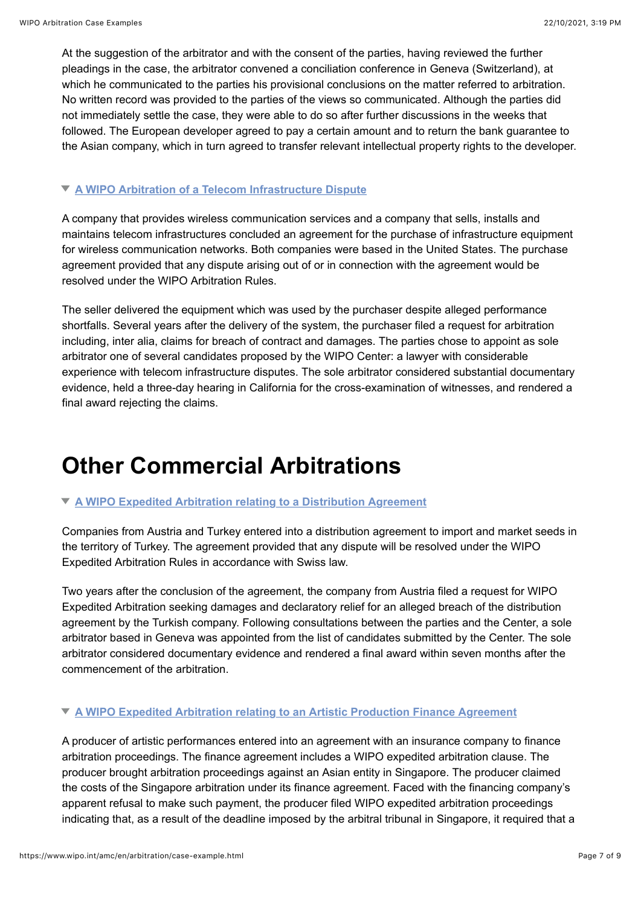At the suggestion of the arbitrator and with the consent of the parties, having reviewed the further pleadings in the case, the arbitrator convened a conciliation conference in Geneva (Switzerland), at which he communicated to the parties his provisional conclusions on the matter referred to arbitration. No written record was provided to the parties of the views so communicated. Although the parties did not immediately settle the case, they were able to do so after further discussions in the weeks that followed. The European developer agreed to pay a certain amount and to return the bank guarantee to the Asian company, which in turn agreed to transfer relevant intellectual property rights to the developer.

### A WIPO Arbitration of a Telecom Infrastructure Dispute

A company that provides wireless communication services and a company that sells, installs and maintains telecom infrastructures concluded an agreement for the purchase of infrastructure equipment for wireless communication networks. Both companies were based in the United States. The purchase agreement provided that any dispute arising out of or in connection with the agreement would be resolved under the WIPO Arbitration Rules.

The seller delivered the equipment which was used by the purchaser despite alleged performance shortfalls. Several years after the delivery of the system, the purchaser filed a request for arbitration including, inter alia, claims for breach of contract and damages. The parties chose to appoint as sole arbitrator one of several candidates proposed by the WIPO Center: a lawyer with considerable experience with telecom infrastructure disputes. The sole arbitrator considered substantial documentary evidence, held a three-day hearing in California for the cross-examination of witnesses, and rendered a final award rejecting the claims.

## Other Commercial Arbitrations

### A WIPO Expedited Arbitration relating to a Distribution Agreement

Companies from Austria and Turkey entered into a distribution agreement to import and market seeds in the territory of Turkey. The agreement provided that any dispute will be resolved under the WIPO Expedited Arbitration Rules in accordance with Swiss law.

Two years after the conclusion of the agreement, the company from Austria filed a request for WIPO Expedited Arbitration seeking damages and declaratory relief for an alleged breach of the distribution agreement by the Turkish company. Following consultations between the parties and the Center, a sole arbitrator based in Geneva was appointed from the list of candidates submitted by the Center. The sole arbitrator considered documentary evidence and rendered a final award within seven months after the commencement of the arbitration.

### A WIPO Expedited Arbitration relating to an Artistic Production Finance Agreement

A producer of artistic performances entered into an agreement with an insurance company to finance arbitration proceedings. The finance agreement includes a WIPO expedited arbitration clause. The producer brought arbitration proceedings against an Asian entity in Singapore. The producer claimed the costs of the Singapore arbitration under its finance agreement. Faced with the financing company's apparent refusal to make such payment, the producer filed WIPO expedited arbitration proceedings indicating that, as a result of the deadline imposed by the arbitral tribunal in Singapore, it required that a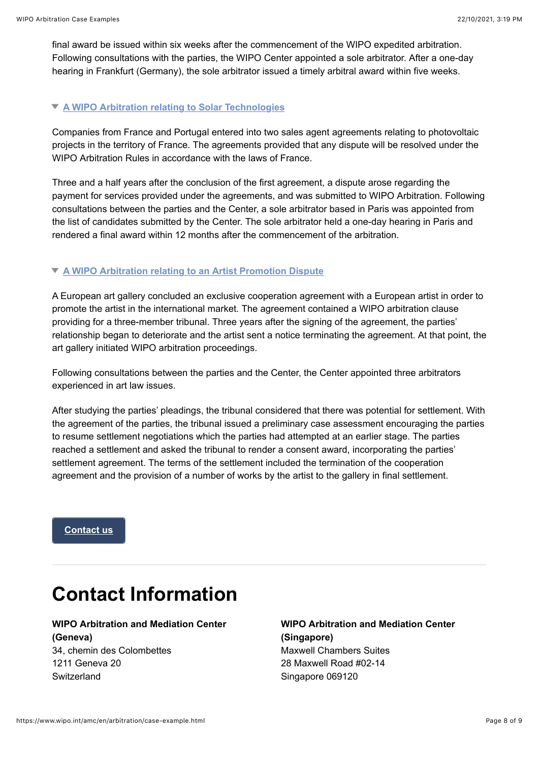final award be issued within six weeks after the commencement of the WIPO expedited arbitration. Following consultations with the parties, the WIPO Center appointed a sole arbitrator. After a one-day hearing in Frankfurt (Germany), the sole arbitrator issued a timely arbitral award within five weeks.

### A WIPO Arbitration relating to Solar Technologies

Companies from France and Portugal entered into two sales agent agreements relating to photovoltaic projects in the territory of France. The agreements provided that any dispute will be resolved under the WIPO Arbitration Rules in accordance with the laws of France.

Three and a half years after the conclusion of the first agreement, a dispute arose regarding the payment for services provided under the agreements, and was submitted to WIPO Arbitration. Following consultations between the parties and the Center, a sole arbitrator based in Paris was appointed from the list of candidates submitted by the Center. The sole arbitrator held a one-day hearing in Paris and rendered a final award within 12 months after the commencement of the arbitration.

### A WIPO Arbitration relating to an Artist Promotion Dispute

A European art gallery concluded an exclusive cooperation agreement with a European artist in order to promote the artist in the international market. The agreement contained a WIPO arbitration clause providing for a three-member tribunal. Three years after the signing of the agreement, the parties' relationship began to deteriorate and the artist sent a notice terminating the agreement. At that point, the art gallery initiated WIPO arbitration proceedings.

Following consultations between the parties and the Center, the Center appointed three arbitrators experienced in art law issues.

After studying the parties' pleadings, the tribunal considered that there was potential for settlement. With the agreement of the parties, the tribunal issued a preliminary case assessment encouraging the parties to resume settlement negotiations which the parties had attempted at an earlier stage. The parties reached a settlement and asked the tribunal to render a consent award, incorporating the parties' settlement agreement. The terms of the settlement included the termination of the cooperation agreement and the provision of a number of works by the artist to the gallery in final settlement.

Contact us

# Contact Information

**WIPO Arbitration and Mediation Center (Geneva)**
34, chemin des Colombettes
1211 Geneva 20
Switzerland

**WIPO Arbitration and Mediation Center (Singapore)**
Maxwell Chambers Suites
28 Maxwell Road #02-14
Singapore 069120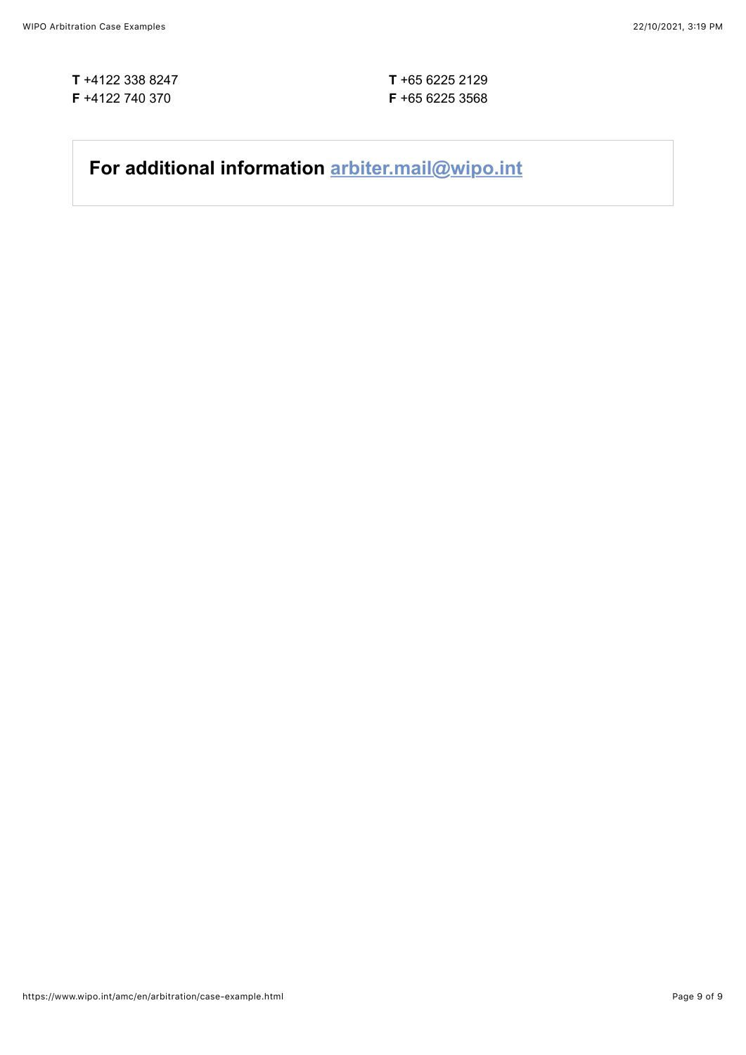**T** +4122 338 8247
**F** +4122 740 370

**T** +65 6225 2129
**F** +65 6225 3568

## For additional information arbiter.mail@wipo.int